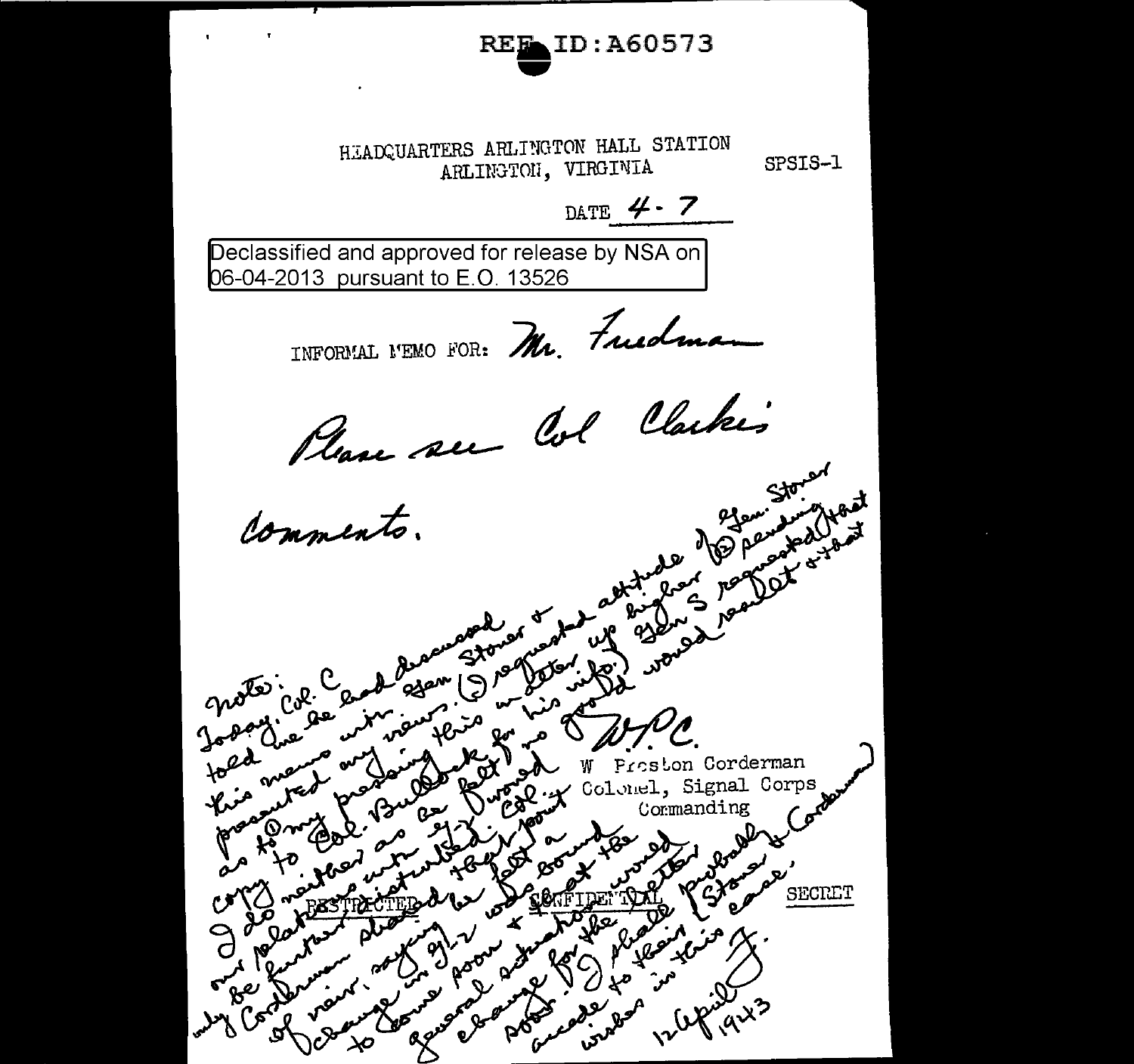REF ID:A60573

HEADQUARTERS ARLINGTON HALL STATION
ARLINGTON, VIRGINIA

SPSIS-1

DATE 4-7

Declassified and approved for release by NSA on 06-04-2013 pursuant to E.O. 13526

INFORMAL MEMO FOR: Mr. Friedman

Please see Col Clarke's comments.

W.P.C.

W Preston Corderman
Colonel, Signal Corps
Commanding

RESTRICTED CONFIDENTIAL SECRET

Note: Today Col. C. had discussed this memo with Gen. Stoner & told me he presented my views: (1) requested attitude of Gen. Stoner, (2) pending this, a letter up higher for his info.) Gen S requested that as to (1) my pressing for a copy to Col. Bullock, no good would result & that as to Col. Bullock he felt it would neither, as to G-2. Col. C. point: I do not ... our relations with G-2 would be further strained. He felt that only Corderman should be bound of view, saying G-2 was at the change in G-2 would come soon & the general situation would change for the better soon. I shall probably accede to their [Stoner & Corderman] wishes in this case. F.

12 April 1943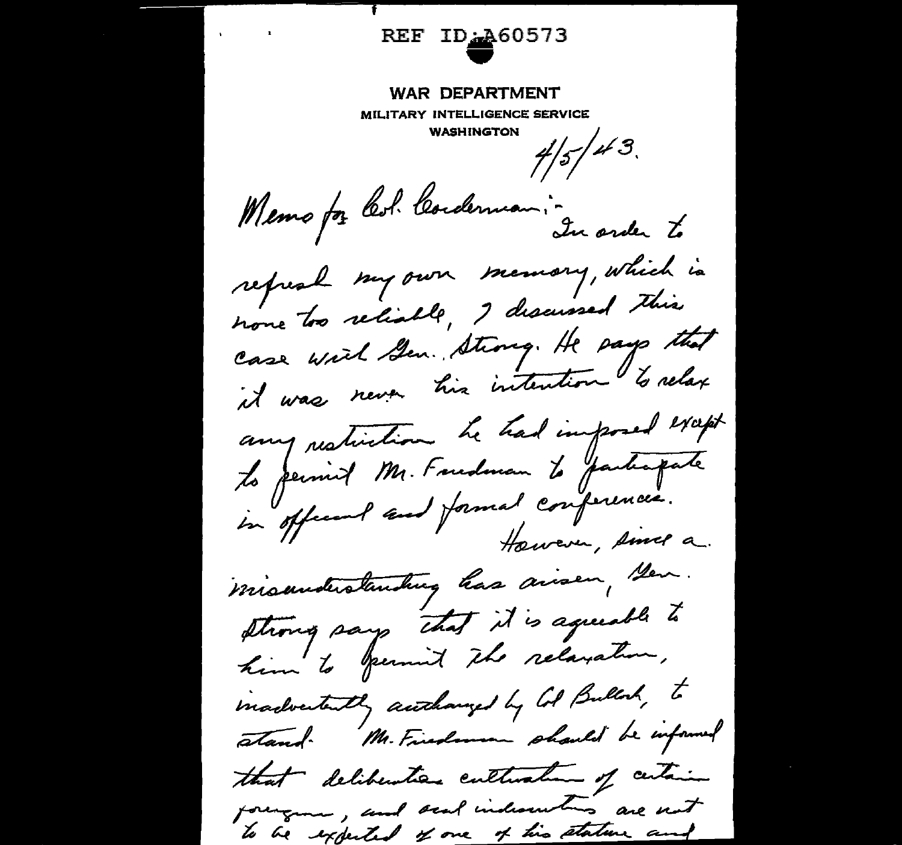REF ID:A60573

**WAR DEPARTMENT**
MILITARY INTELLIGENCE SERVICE
WASHINGTON

4/5/43.

Memo for Col. Corderman:- In order to refresh my own memory, which is none too reliable, I discussed this case with Gen. Strong. He says that it was never his intention to relax any restriction he had imposed except to permit Mr. Friedman to participate in official and formal conferences.

However, since a misunderstanding has arisen, Gen. Strong says that it is agreeable to him to permit the relaxation, inadvertently authorized by Col Bullock, to stand. Mr. Friedman should be informed that deliberate cultivation of certain foreigners, and social indiscretions are not to be expected of one of his stature and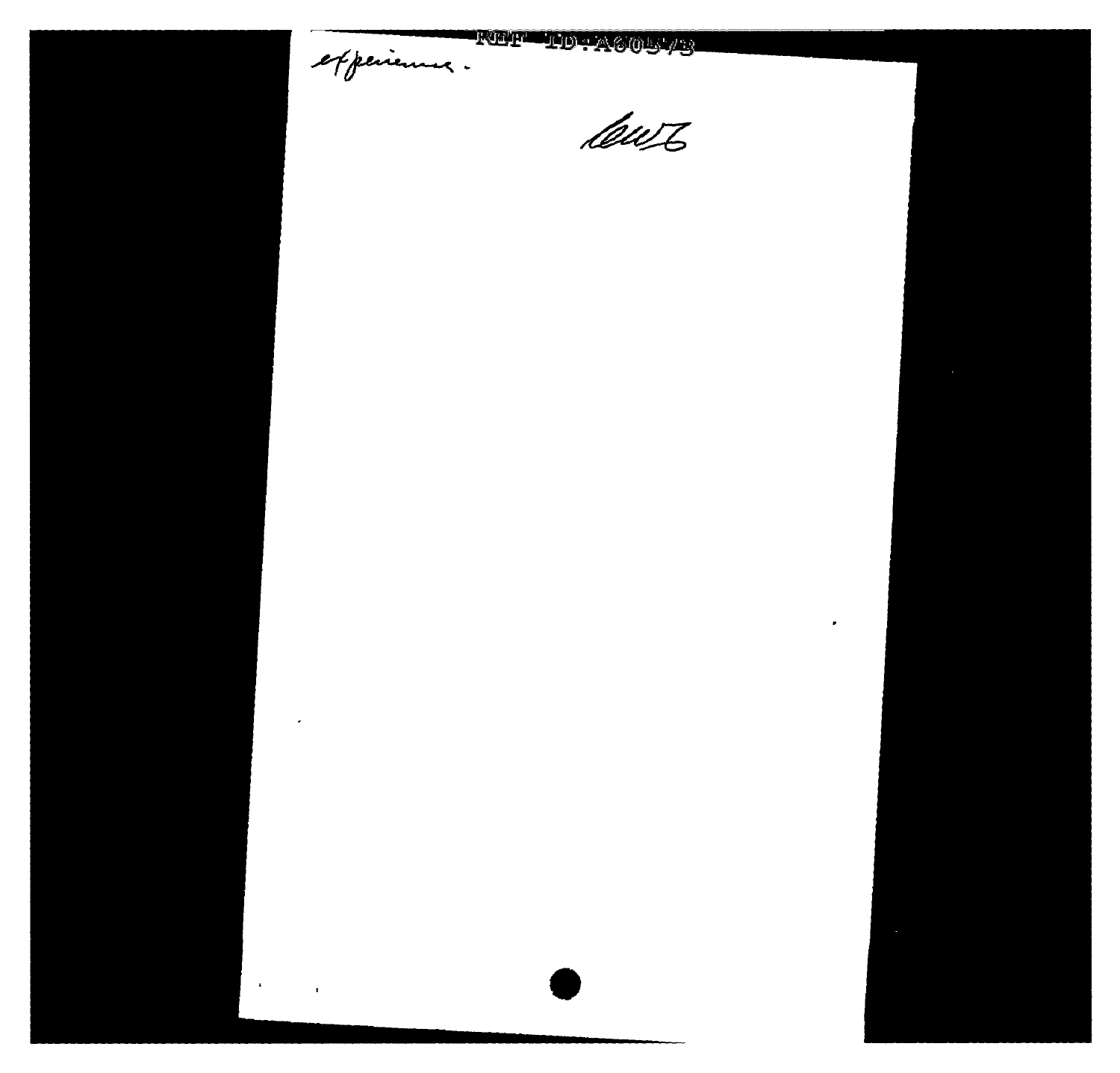experience.

[signature]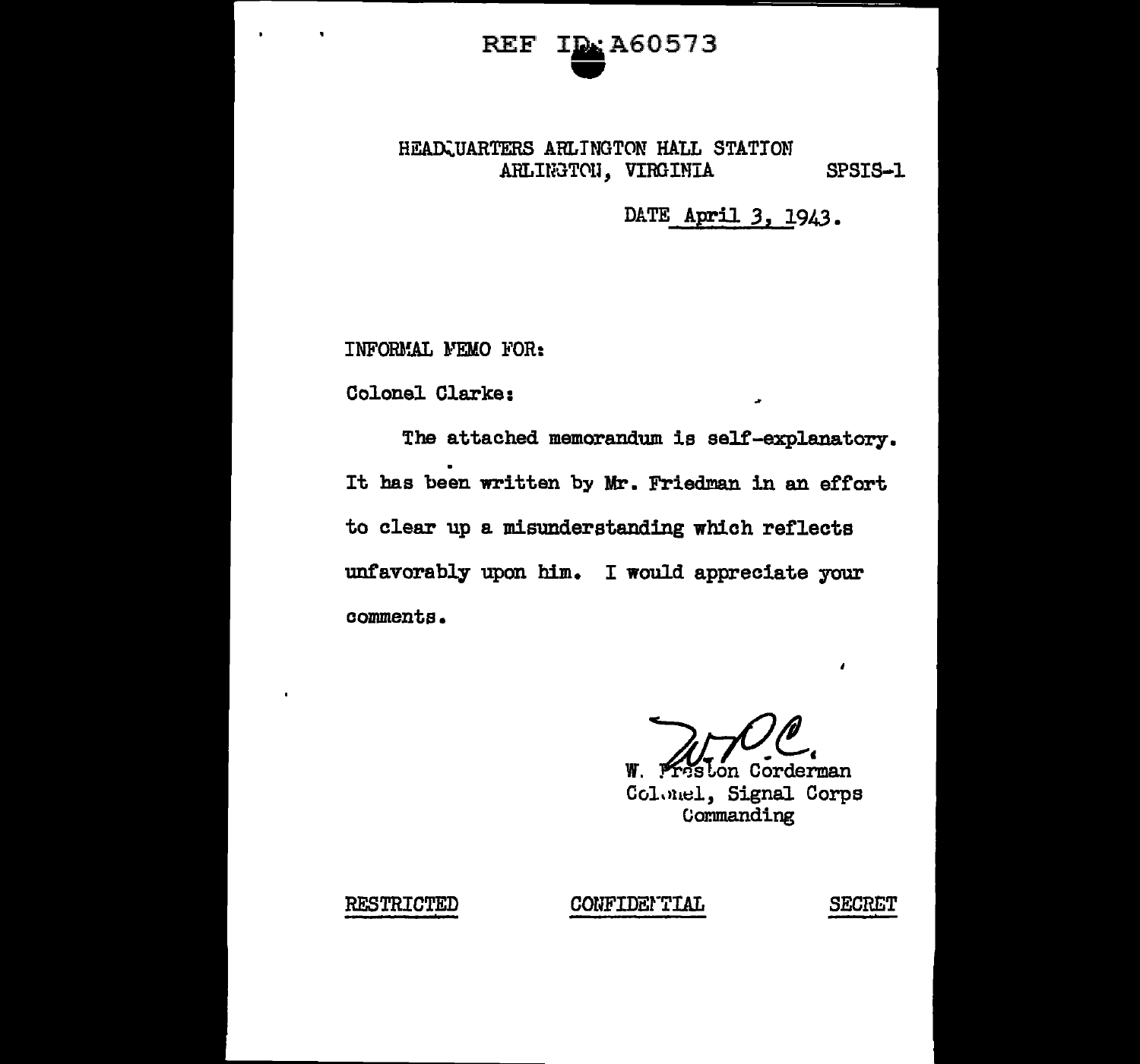REF ID:A60573

HEADQUARTERS ARLINGTON HALL STATION
ARLINGTON, VIRGINIA SPSIS-1

DATE April 3, 1943.

INFORMAL MEMO FOR:

Colonel Clarke:

The attached memorandum is self-explanatory. It has been written by Mr. Friedman in an effort to clear up a misunderstanding which reflects unfavorably upon him. I would appreciate your comments.

W.P.C.

W. Preston Corderman
Colonel, Signal Corps
Commanding

RESTRICTED CONFIDENTIAL SECRET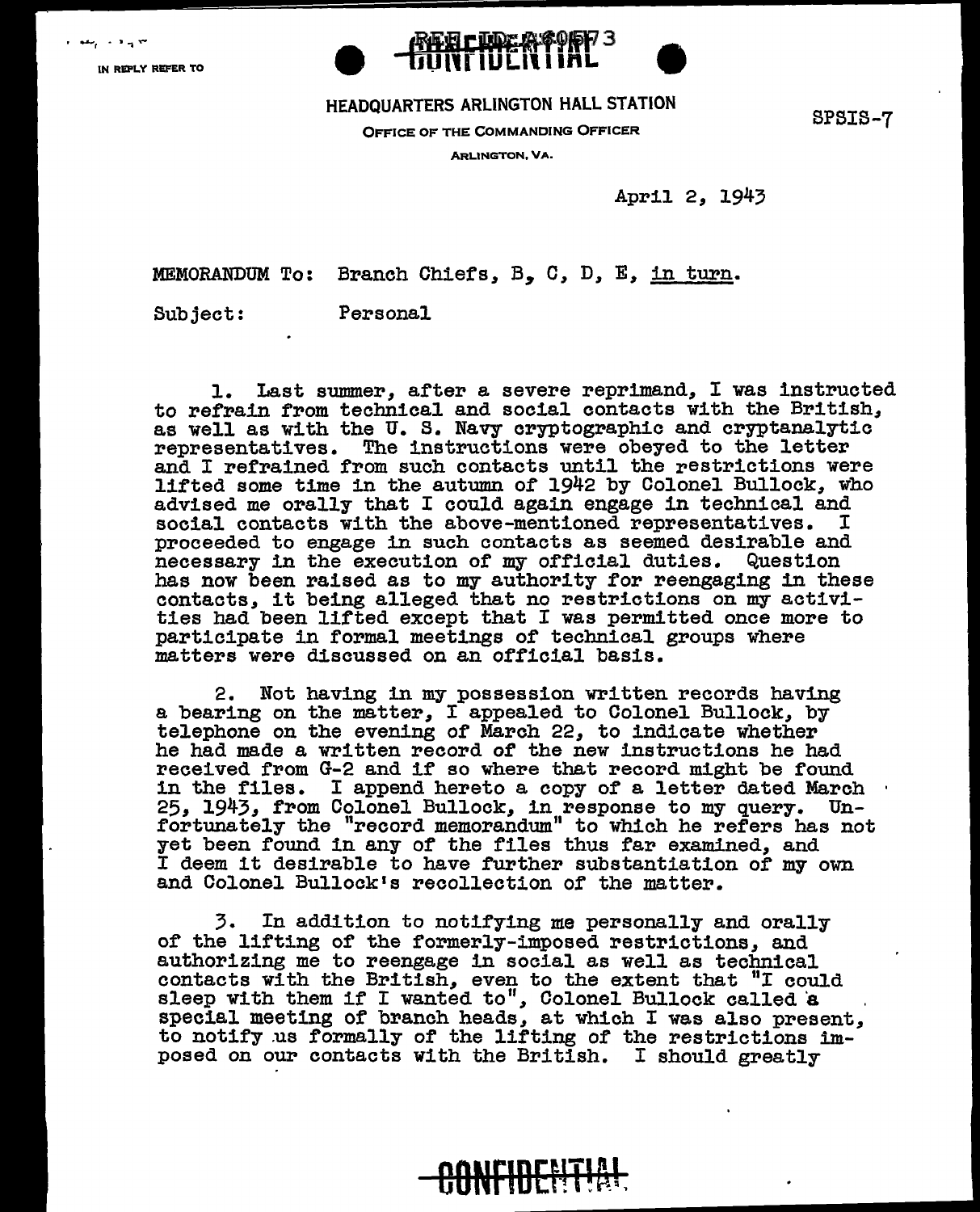IN REPLY REFER TO

CONFIDENTIAL

HEADQUARTERS ARLINGTON HALL STATION

OFFICE OF THE COMMANDING OFFICER

ARLINGTON, VA.

SPSIS-7

April 2, 1943

MEMORANDUM To: Branch Chiefs, B, C, D, E, in turn.

Subject: Personal

1. Last summer, after a severe reprimand, I was instructed to refrain from technical and social contacts with the British, as well as with the U. S. Navy cryptographic and cryptanalytic representatives. The instructions were obeyed to the letter and I refrained from such contacts until the restrictions were lifted some time in the autumn of 1942 by Colonel Bullock, who advised me orally that I could again engage in technical and social contacts with the above-mentioned representatives. I proceeded to engage in such contacts as seemed desirable and necessary in the execution of my official duties. Question has now been raised as to my authority for reengaging in these contacts, it being alleged that no restrictions on my activities had been lifted except that I was permitted once more to participate in formal meetings of technical groups where matters were discussed on an official basis.

2. Not having in my possession written records having a bearing on the matter, I appealed to Colonel Bullock, by telephone on the evening of March 22, to indicate whether he had made a written record of the new instructions he had received from G-2 and if so where that record might be found in the files. I append hereto a copy of a letter dated March 25, 1943, from Colonel Bullock, in response to my query. Unfortunately the "record memorandum" to which he refers has not yet been found in any of the files thus far examined, and I deem it desirable to have further substantiation of my own and Colonel Bullock's recollection of the matter.

3. In addition to notifying me personally and orally of the lifting of the formerly-imposed restrictions, and authorizing me to reengage in social as well as technical contacts with the British, even to the extent that "I could sleep with them if I wanted to", Colonel Bullock called a special meeting of branch heads, at which I was also present, to notify us formally of the lifting of the restrictions imposed on our contacts with the British. I should greatly

CONFIDENTIAL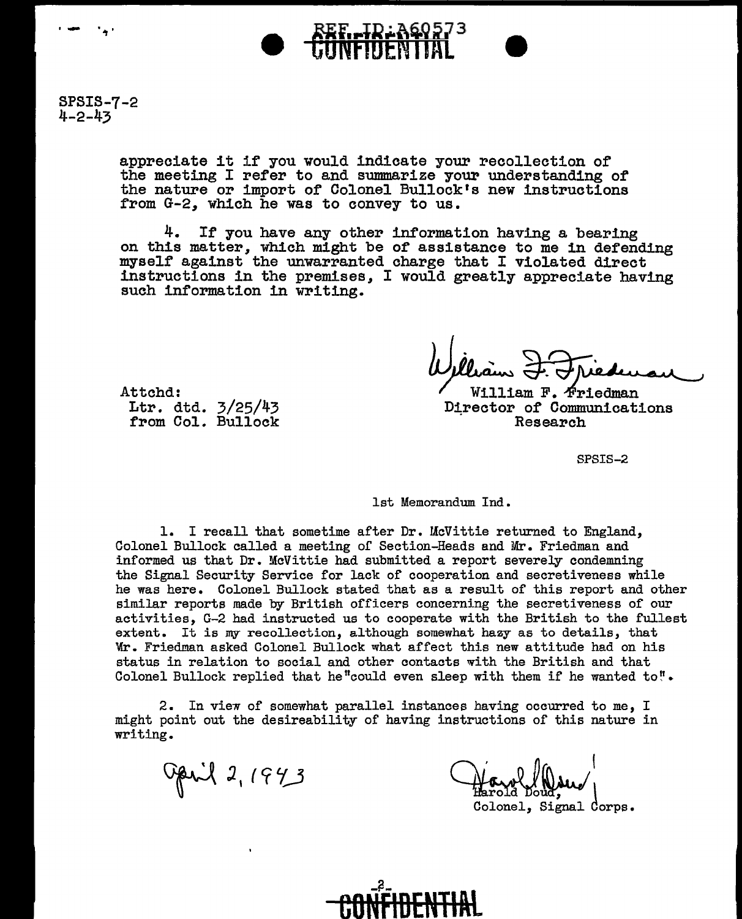REF ID:A60573

CONFIDENTIAL

SPSIS-7-2
4-2-43

appreciate it if you would indicate your recollection of the meeting I refer to and summarize your understanding of the nature or import of Colonel Bullock's new instructions from G-2, which he was to convey to us.

4. If you have any other information having a bearing on this matter, which might be of assistance to me in defending myself against the unwarranted charge that I violated direct instructions in the premises, I would greatly appreciate having such information in writing.

William F. Friedman
William F. Friedman
Director of Communications Research

Attchd:
Ltr. dtd. 3/25/43
from Col. Bullock

SPSIS-2

1st Memorandum Ind.

1. I recall that sometime after Dr. McVittie returned to England, Colonel Bullock called a meeting of Section-Heads and Mr. Friedman and informed us that Dr. McVittie had submitted a report severely condemning the Signal Security Service for lack of cooperation and secretiveness while he was here. Colonel Bullock stated that as a result of this report and other similar reports made by British officers concerning the secretiveness of our activities, G-2 had instructed us to cooperate with the British to the fullest extent. It is my recollection, although somewhat hazy as to details, that Mr. Friedman asked Colonel Bullock what affect this new attitude had on his status in relation to social and other contacts with the British and that Colonel Bullock replied that he "could even sleep with them if he wanted to".

2. In view of somewhat parallel instances having occurred to me, I might point out the desireability of having instructions of this nature in writing.

April 2, 1943

Harold Doud,
Colonel, Signal Corps.

CONFIDENTIAL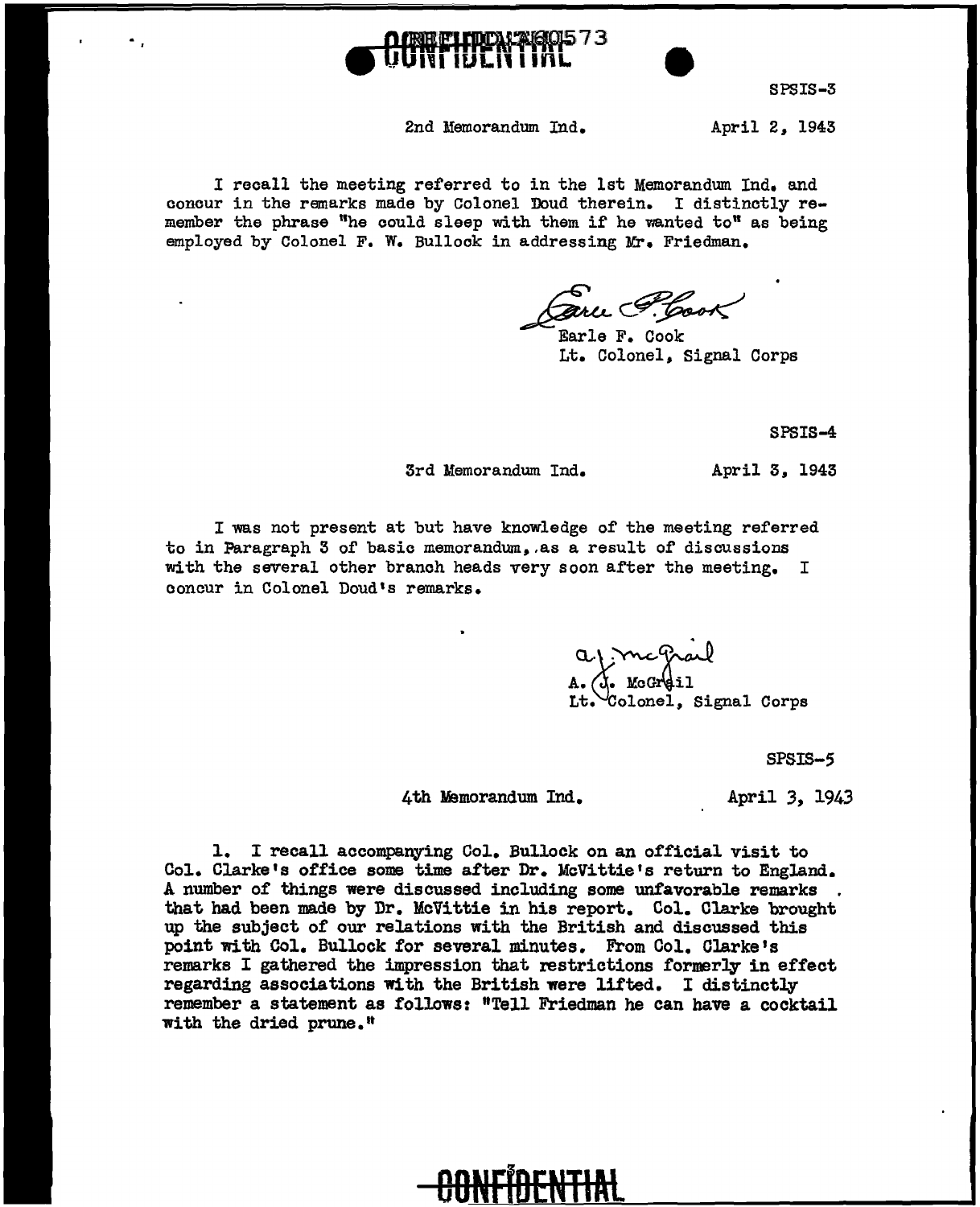CONFIDENTIAL

SPSIS-3

2nd Memorandum Ind. April 2, 1943

I recall the meeting referred to in the 1st Memorandum Ind. and concur in the remarks made by Colonel Doud therein. I distinctly remember the phrase "he could sleep with them if he wanted to" as being employed by Colonel F. W. Bullock in addressing Mr. Friedman.

Earle F. Cook
Lt. Colonel, Signal Corps

SPSIS-4

3rd Memorandum Ind. April 3, 1943

I was not present at but have knowledge of the meeting referred to in Paragraph 3 of basic memorandum, as a result of discussions with the several other branch heads very soon after the meeting. I concur in Colonel Doud's remarks.

A. J. McGrail
Lt. Colonel, Signal Corps

SPSIS-5

4th Memorandum Ind. April 3, 1943

1. I recall accompanying Col. Bullock on an official visit to Col. Clarke's office some time after Dr. McVittie's return to England. A number of things were discussed including some unfavorable remarks that had been made by Dr. McVittie in his report. Col. Clarke brought up the subject of our relations with the British and discussed this point with Col. Bullock for several minutes. From Col. Clarke's remarks I gathered the impression that restrictions formerly in effect regarding associations with the British were lifted. I distinctly remember a statement as follows: "Tell Friedman he can have a cocktail with the dried prune."

CONFIDENTIAL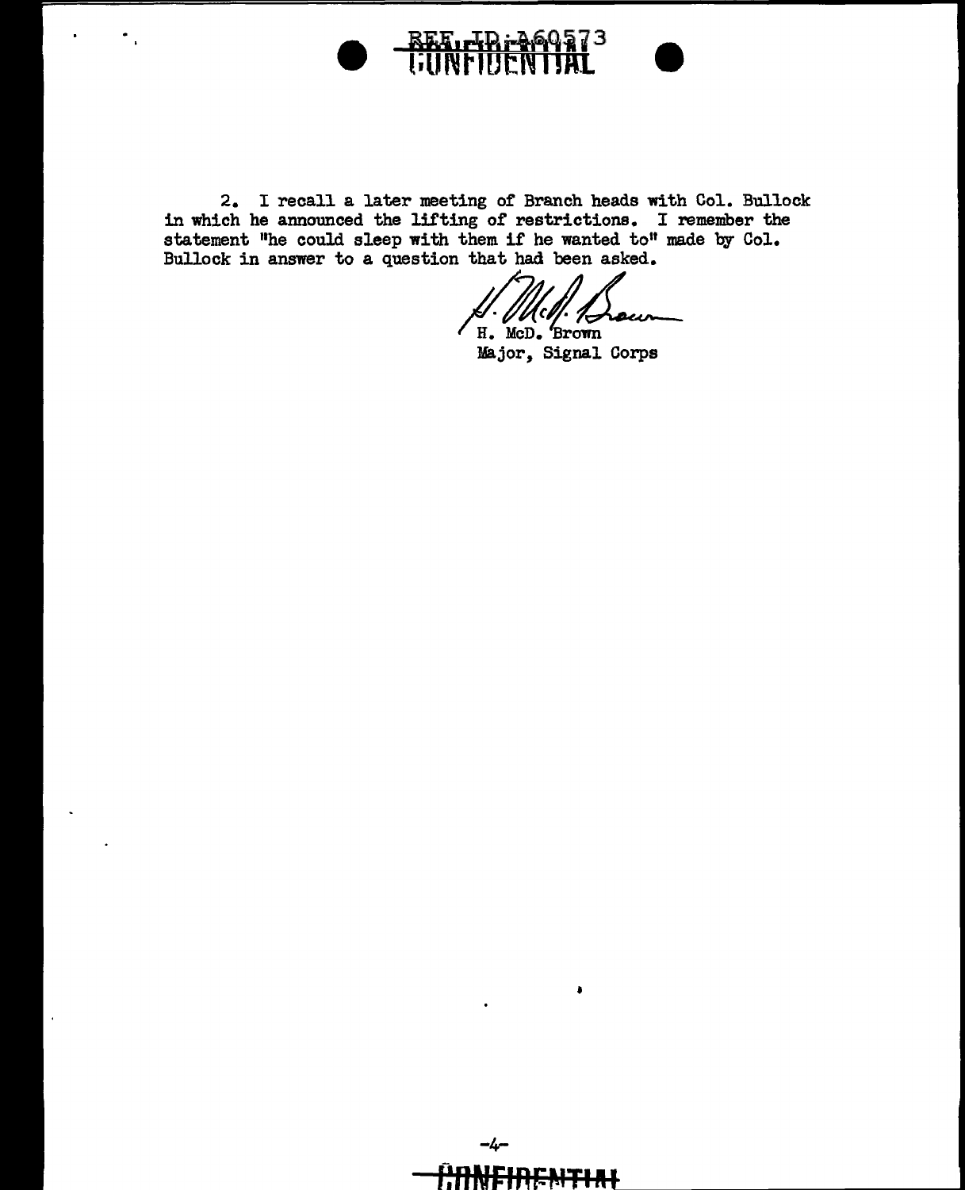2. I recall a later meeting of Branch heads with Col. Bullock in which he announced the lifting of restrictions. I remember the statement "he could sleep with them if he wanted to" made by Col. Bullock in answer to a question that had been asked.

H. McD. Brown
Major, Signal Corps